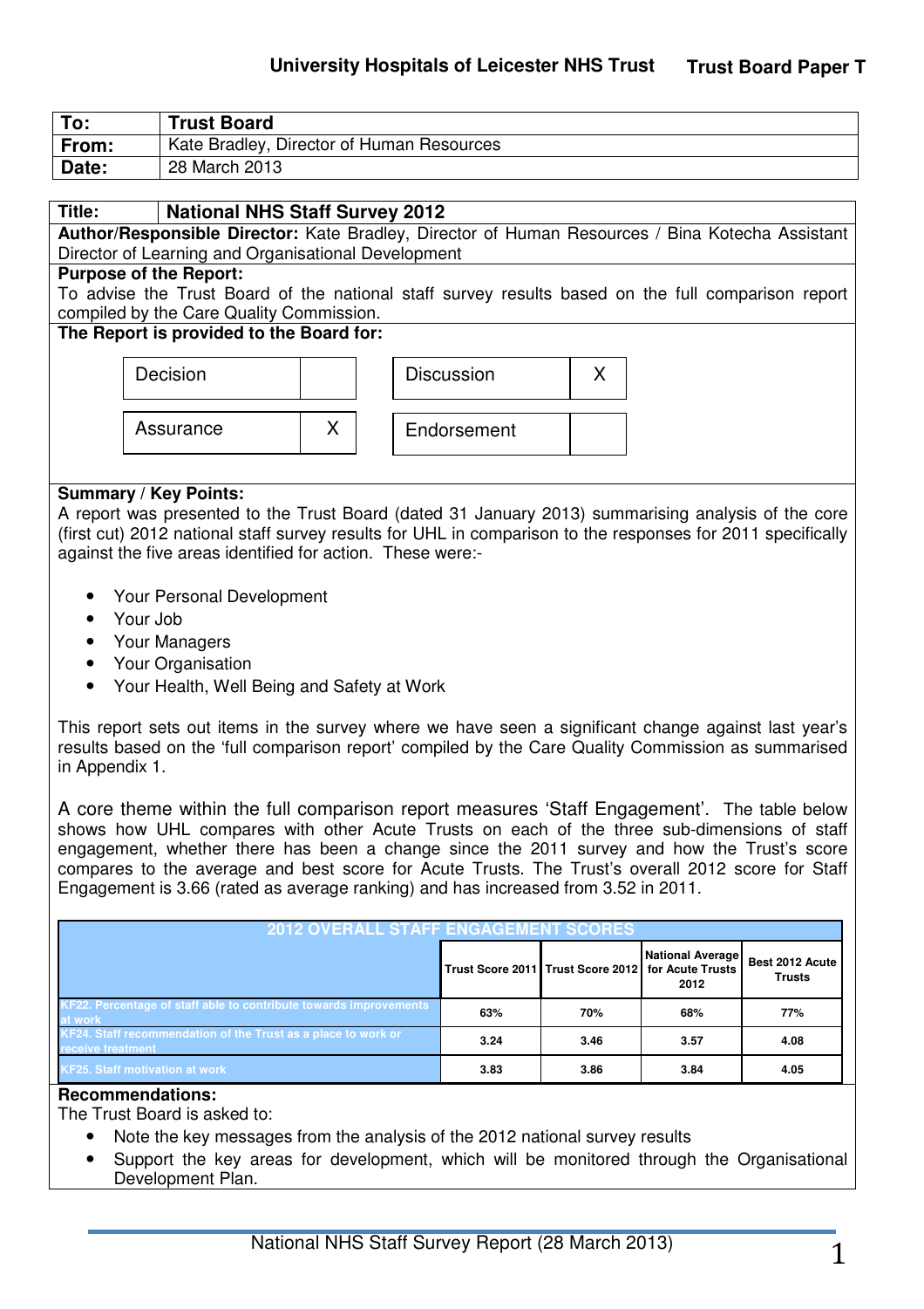University Hospitals of Leicester NHS Trust **Trust Board Paper T**

| | |
|---|---|
| **To:** | **Trust Board** |
| **From:** | Kate Bradley, Director of Human Resources |
| **Date:** | 28 March 2013 |

**Title:** **National NHS Staff Survey 2012**

**Author/Responsible Director:** Kate Bradley, Director of Human Resources / Bina Kotecha Assistant Director of Learning and Organisational Development

**Purpose of the Report:**
To advise the Trust Board of the national staff survey results based on the full comparison report compiled by the Care Quality Commission.

**The Report is provided to the Board for:**

| | | | |
|---|---|---|---|
| Decision | | Discussion | X |
| Assurance | X | Endorsement | |

**Summary / Key Points:**
A report was presented to the Trust Board (dated 31 January 2013) summarising analysis of the core (first cut) 2012 national staff survey results for UHL in comparison to the responses for 2011 specifically against the five areas identified for action. These were:-

- Your Personal Development
- Your Job
- Your Managers
- Your Organisation
- Your Health, Well Being and Safety at Work

This report sets out items in the survey where we have seen a significant change against last year's results based on the 'full comparison report' compiled by the Care Quality Commission as summarised in Appendix 1.

A core theme within the full comparison report measures 'Staff Engagement'. The table below shows how UHL compares with other Acute Trusts on each of the three sub-dimensions of staff engagement, whether there has been a change since the 2011 survey and how the Trust's score compares to the average and best score for Acute Trusts. The Trust's overall 2012 score for Staff Engagement is 3.66 (rated as average ranking) and has increased from 3.52 in 2011.

| 2012 OVERALL STAFF ENGAGEMENT SCORES | Trust Score 2011 | Trust Score 2012 | National Average for Acute Trusts 2012 | Best 2012 Acute Trusts |
|---|---|---|---|---|
| KF22. Percentage of staff able to contribute towards improvements at work | 63% | 70% | 68% | 77% |
| KF24. Staff recommendation of the Trust as a place to work or receive treatment | 3.24 | 3.46 | 3.57 | 4.08 |
| KF25. Staff motivation at work | 3.83 | 3.86 | 3.84 | 4.05 |

**Recommendations:**
The Trust Board is asked to:

- Note the key messages from the analysis of the 2012 national survey results
- Support the key areas for development, which will be monitored through the Organisational Development Plan.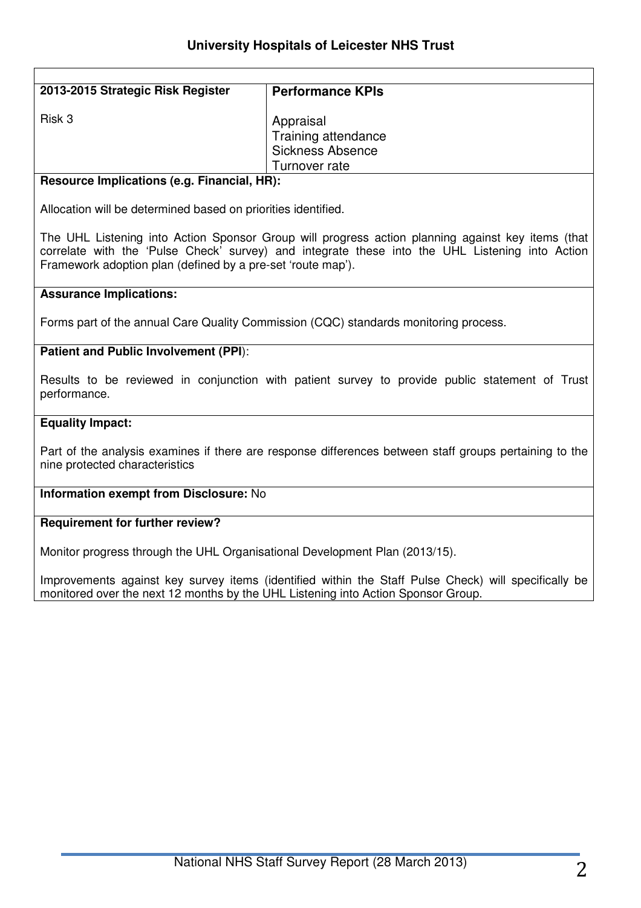| 2013-2015 Strategic Risk Register | Performance KPIs |
| --- | --- |
| Risk 3 | Appraisal<br>Training attendance<br>Sickness Absence<br>Turnover rate |

**Resource Implications (e.g. Financial, HR):**

Allocation will be determined based on priorities identified.

The UHL Listening into Action Sponsor Group will progress action planning against key items (that correlate with the 'Pulse Check' survey) and integrate these into the UHL Listening into Action Framework adoption plan (defined by a pre-set 'route map').

**Assurance Implications:**

Forms part of the annual Care Quality Commission (CQC) standards monitoring process.

**Patient and Public Involvement (PPI):**

Results to be reviewed in conjunction with patient survey to provide public statement of Trust performance.

**Equality Impact:**

Part of the analysis examines if there are response differences between staff groups pertaining to the nine protected characteristics

**Information exempt from Disclosure:** No

**Requirement for further review?**

Monitor progress through the UHL Organisational Development Plan (2013/15).

Improvements against key survey items (identified within the Staff Pulse Check) will specifically be monitored over the next 12 months by the UHL Listening into Action Sponsor Group.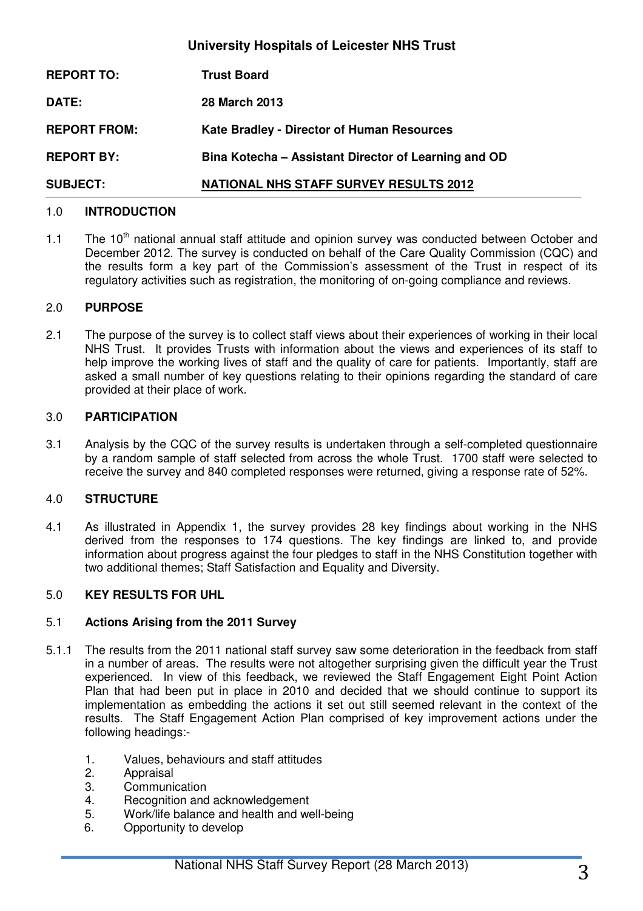**University Hospitals of Leicester NHS Trust**

| | |
|---|---|
| **REPORT TO:** | **Trust Board** |
| **DATE:** | **28 March 2013** |
| **REPORT FROM:** | **Kate Bradley - Director of Human Resources** |
| **REPORT BY:** | **Bina Kotecha – Assistant Director of Learning and OD** |
| **SUBJECT:** | **NATIONAL NHS STAFF SURVEY RESULTS 2012** |

## 1.0 INTRODUCTION

1.1 The 10th national annual staff attitude and opinion survey was conducted between October and December 2012. The survey is conducted on behalf of the Care Quality Commission (CQC) and the results form a key part of the Commission's assessment of the Trust in respect of its regulatory activities such as registration, the monitoring of on-going compliance and reviews.

## 2.0 PURPOSE

2.1 The purpose of the survey is to collect staff views about their experiences of working in their local NHS Trust. It provides Trusts with information about the views and experiences of its staff to help improve the working lives of staff and the quality of care for patients. Importantly, staff are asked a small number of key questions relating to their opinions regarding the standard of care provided at their place of work.

## 3.0 PARTICIPATION

3.1 Analysis by the CQC of the survey results is undertaken through a self-completed questionnaire by a random sample of staff selected from across the whole Trust. 1700 staff were selected to receive the survey and 840 completed responses were returned, giving a response rate of 52%.

## 4.0 STRUCTURE

4.1 As illustrated in Appendix 1, the survey provides 28 key findings about working in the NHS derived from the responses to 174 questions. The key findings are linked to, and provide information about progress against the four pledges to staff in the NHS Constitution together with two additional themes; Staff Satisfaction and Equality and Diversity.

## 5.0 KEY RESULTS FOR UHL

### 5.1 Actions Arising from the 2011 Survey

5.1.1 The results from the 2011 national staff survey saw some deterioration in the feedback from staff in a number of areas. The results were not altogether surprising given the difficult year the Trust experienced. In view of this feedback, we reviewed the Staff Engagement Eight Point Action Plan that had been put in place in 2010 and decided that we should continue to support its implementation as embedding the actions it set out still seemed relevant in the context of the results. The Staff Engagement Action Plan comprised of key improvement actions under the following headings:-

1. Values, behaviours and staff attitudes
2. Appraisal
3. Communication
4. Recognition and acknowledgement
5. Work/life balance and health and well-being
6. Opportunity to develop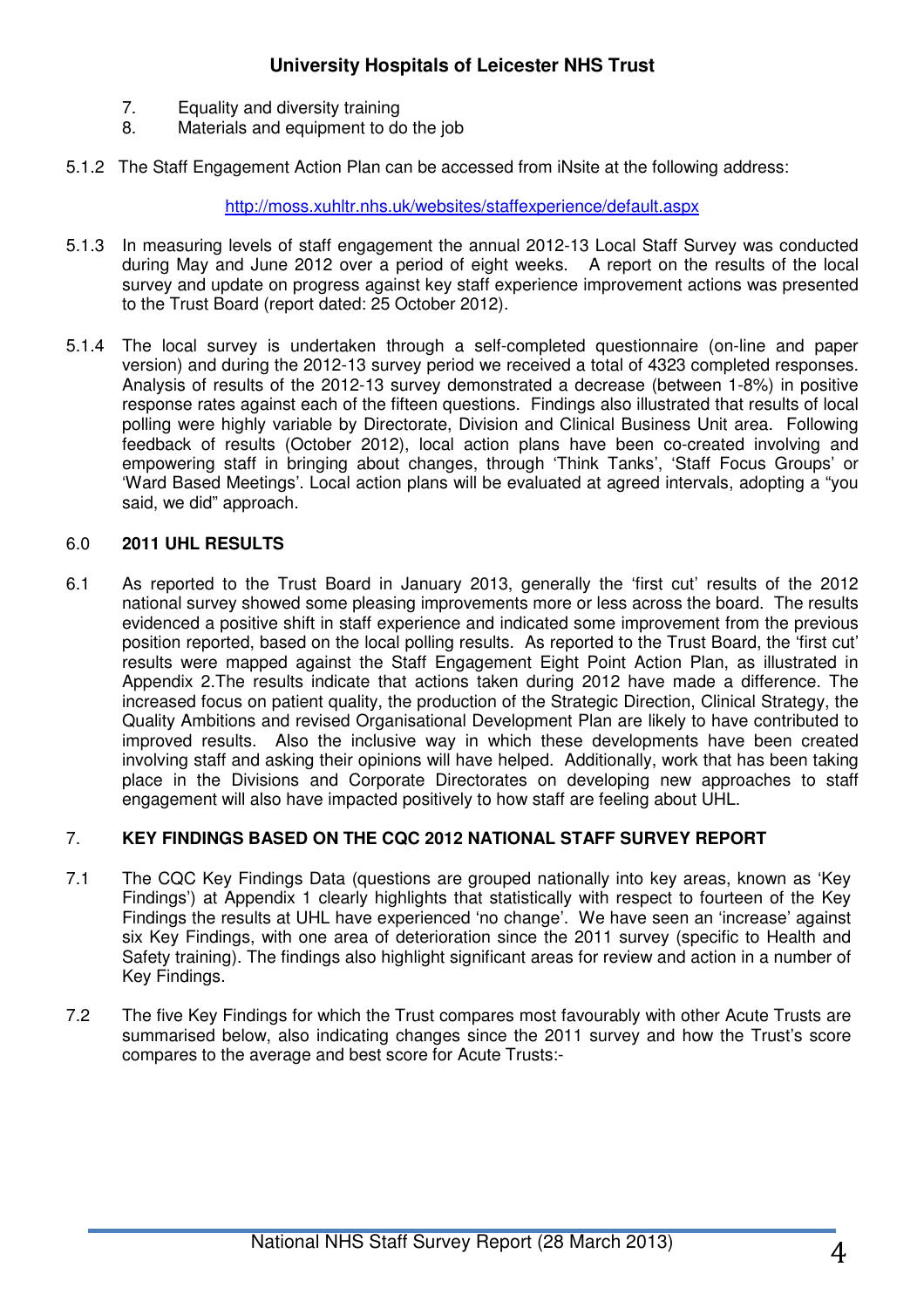7. Equality and diversity training
8. Materials and equipment to do the job

5.1.2 The Staff Engagement Action Plan can be accessed from iNsite at the following address:

http://moss.xuhltr.nhs.uk/websites/staffexperience/default.aspx

5.1.3 In measuring levels of staff engagement the annual 2012-13 Local Staff Survey was conducted during May and June 2012 over a period of eight weeks. A report on the results of the local survey and update on progress against key staff experience improvement actions was presented to the Trust Board (report dated: 25 October 2012).

5.1.4 The local survey is undertaken through a self-completed questionnaire (on-line and paper version) and during the 2012-13 survey period we received a total of 4323 completed responses. Analysis of results of the 2012-13 survey demonstrated a decrease (between 1-8%) in positive response rates against each of the fifteen questions. Findings also illustrated that results of local polling were highly variable by Directorate, Division and Clinical Business Unit area. Following feedback of results (October 2012), local action plans have been co-created involving and empowering staff in bringing about changes, through 'Think Tanks', 'Staff Focus Groups' or 'Ward Based Meetings'. Local action plans will be evaluated at agreed intervals, adopting a "you said, we did" approach.

## 6.0 2011 UHL RESULTS

6.1 As reported to the Trust Board in January 2013, generally the 'first cut' results of the 2012 national survey showed some pleasing improvements more or less across the board. The results evidenced a positive shift in staff experience and indicated some improvement from the previous position reported, based on the local polling results. As reported to the Trust Board, the 'first cut' results were mapped against the Staff Engagement Eight Point Action Plan, as illustrated in Appendix 2.The results indicate that actions taken during 2012 have made a difference. The increased focus on patient quality, the production of the Strategic Direction, Clinical Strategy, the Quality Ambitions and revised Organisational Development Plan are likely to have contributed to improved results. Also the inclusive way in which these developments have been created involving staff and asking their opinions will have helped. Additionally, work that has been taking place in the Divisions and Corporate Directorates on developing new approaches to staff engagement will also have impacted positively to how staff are feeling about UHL.

## 7. KEY FINDINGS BASED ON THE CQC 2012 NATIONAL STAFF SURVEY REPORT

7.1 The CQC Key Findings Data (questions are grouped nationally into key areas, known as 'Key Findings') at Appendix 1 clearly highlights that statistically with respect to fourteen of the Key Findings the results at UHL have experienced 'no change'. We have seen an 'increase' against six Key Findings, with one area of deterioration since the 2011 survey (specific to Health and Safety training). The findings also highlight significant areas for review and action in a number of Key Findings.

7.2 The five Key Findings for which the Trust compares most favourably with other Acute Trusts are summarised below, also indicating changes since the 2011 survey and how the Trust's score compares to the average and best score for Acute Trusts:-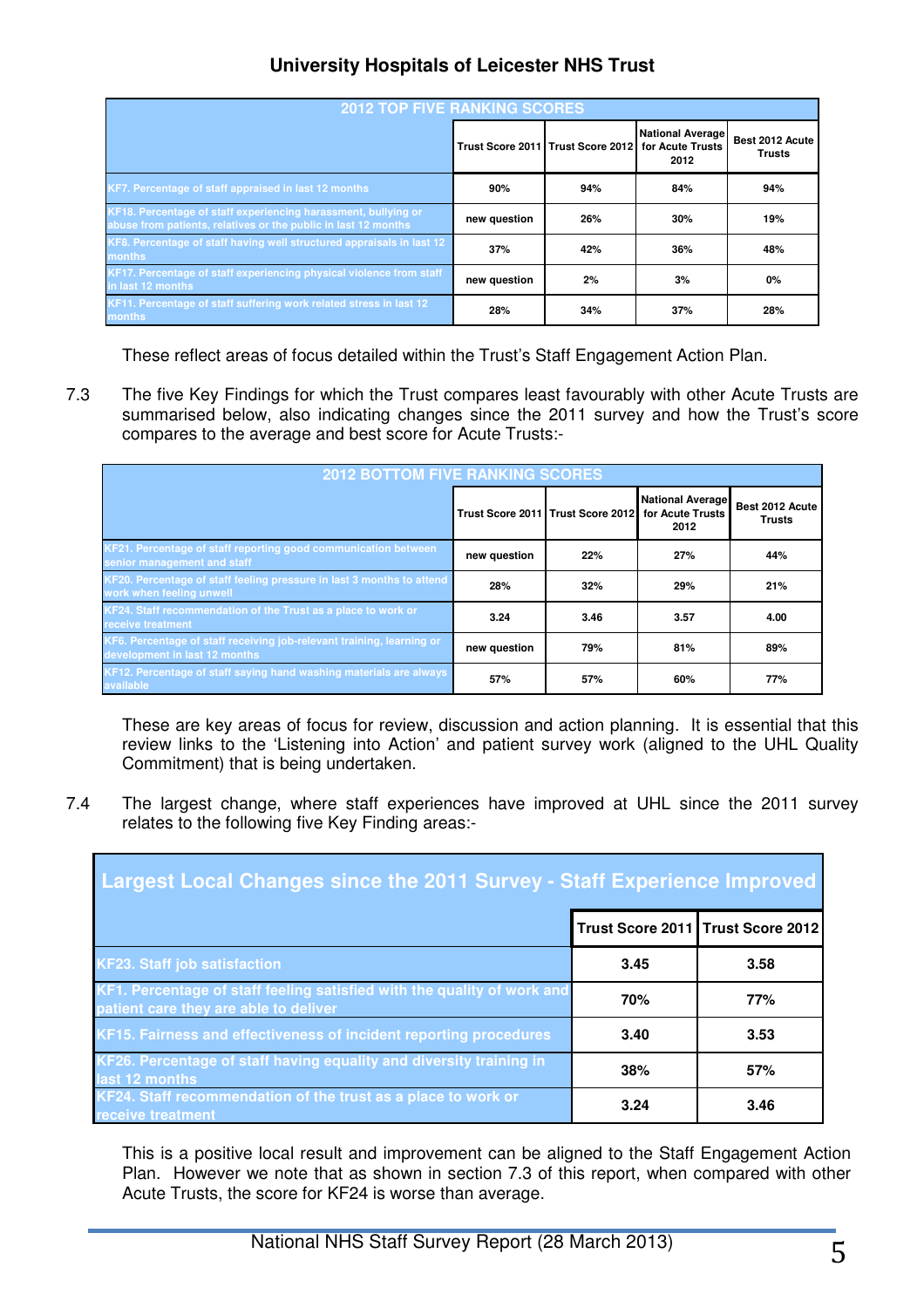| 2012 TOP FIVE RANKING SCORES | Trust Score 2011 | Trust Score 2012 | National Average for Acute Trusts 2012 | Best 2012 Acute Trusts |
|---|---|---|---|---|
| KF7. Percentage of staff appraised in last 12 months | 90% | 94% | 84% | 94% |
| KF18. Percentage of staff experiencing harassment, bullying or abuse from patients, relatives or the public in last 12 months | new question | 26% | 30% | 19% |
| KF8. Percentage of staff having well structured appraisals in last 12 months | 37% | 42% | 36% | 48% |
| KF17. Percentage of staff experiencing physical violence from staff in last 12 months | new question | 2% | 3% | 0% |
| KF11. Percentage of staff suffering work related stress in last 12 months | 28% | 34% | 37% | 28% |

These reflect areas of focus detailed within the Trust's Staff Engagement Action Plan.

7.3 The five Key Findings for which the Trust compares least favourably with other Acute Trusts are summarised below, also indicating changes since the 2011 survey and how the Trust's score compares to the average and best score for Acute Trusts:-

| 2012 BOTTOM FIVE RANKING SCORES | Trust Score 2011 | Trust Score 2012 | National Average for Acute Trusts 2012 | Best 2012 Acute Trusts |
|---|---|---|---|---|
| KF21. Percentage of staff reporting good communication between senior management and staff | new question | 22% | 27% | 44% |
| KF20. Percentage of staff feeling pressure in last 3 months to attend work when feeling unwell | 28% | 32% | 29% | 21% |
| KF24. Staff recommendation of the Trust as a place to work or receive treatment | 3.24 | 3.46 | 3.57 | 4.00 |
| KF6. Percentage of staff receiving job-relevant training, learning or development in last 12 months | new question | 79% | 81% | 89% |
| KF12. Percentage of staff saying hand washing materials are always available | 57% | 57% | 60% | 77% |

These are key areas of focus for review, discussion and action planning. It is essential that this review links to the 'Listening into Action' and patient survey work (aligned to the UHL Quality Commitment) that is being undertaken.

7.4 The largest change, where staff experiences have improved at UHL since the 2011 survey relates to the following five Key Finding areas:-

| Largest Local Changes since the 2011 Survey - Staff Experience Improved | Trust Score 2011 | Trust Score 2012 |
|---|---|---|
| KF23. Staff job satisfaction | 3.45 | 3.58 |
| KF1. Percentage of staff feeling satisfied with the quality of work and patient care they are able to deliver | 70% | 77% |
| KF15. Fairness and effectiveness of incident reporting procedures | 3.40 | 3.53 |
| KF26. Percentage of staff having equality and diversity training in last 12 months | 38% | 57% |
| KF24. Staff recommendation of the trust as a place to work or receive treatment | 3.24 | 3.46 |

This is a positive local result and improvement can be aligned to the Staff Engagement Action Plan. However we note that as shown in section 7.3 of this report, when compared with other Acute Trusts, the score for KF24 is worse than average.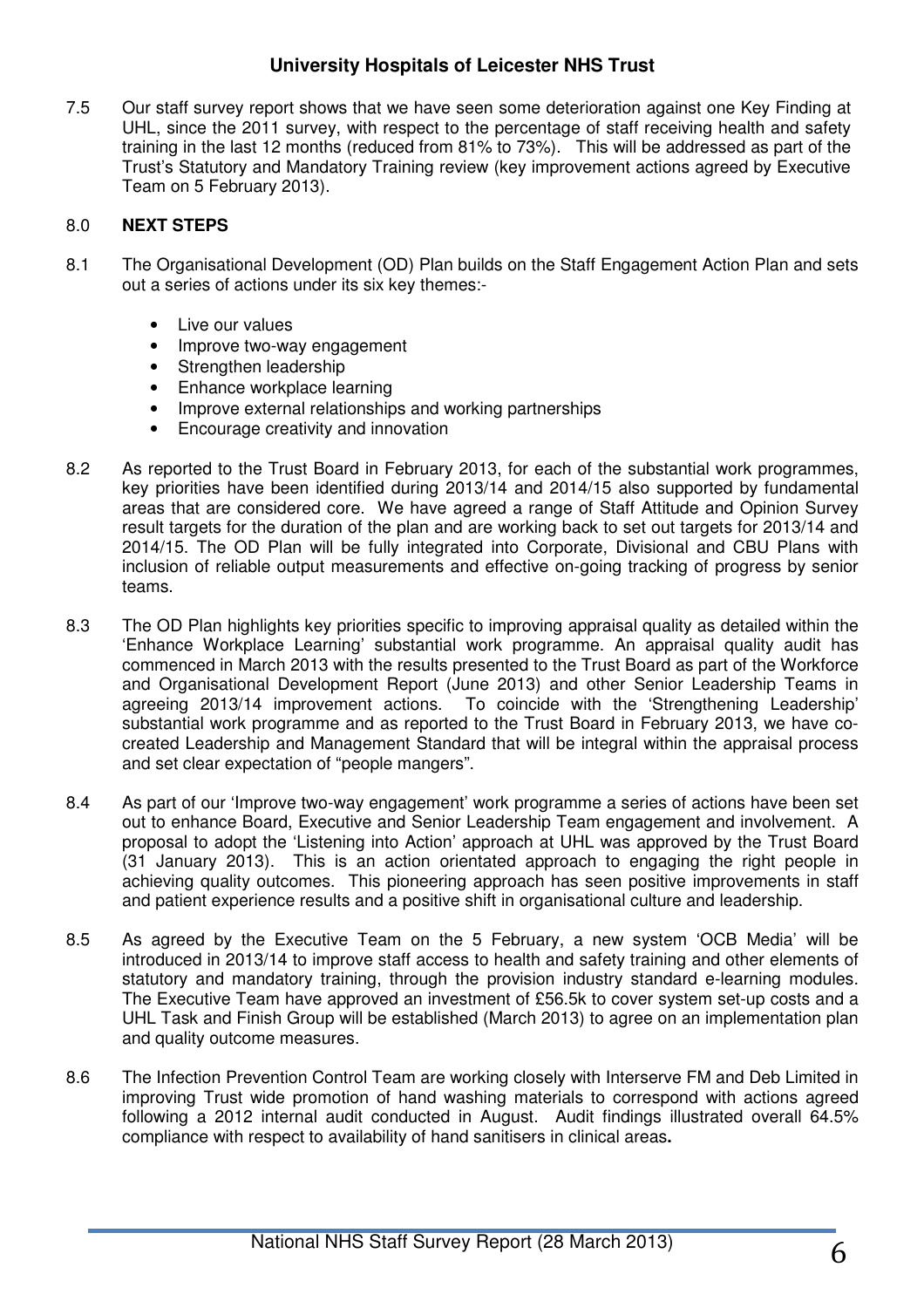7.5 Our staff survey report shows that we have seen some deterioration against one Key Finding at UHL, since the 2011 survey, with respect to the percentage of staff receiving health and safety training in the last 12 months (reduced from 81% to 73%). This will be addressed as part of the Trust's Statutory and Mandatory Training review (key improvement actions agreed by Executive Team on 5 February 2013).

## 8.0 NEXT STEPS

8.1 The Organisational Development (OD) Plan builds on the Staff Engagement Action Plan and sets out a series of actions under its six key themes:-

- Live our values
- Improve two-way engagement
- Strengthen leadership
- Enhance workplace learning
- Improve external relationships and working partnerships
- Encourage creativity and innovation

8.2 As reported to the Trust Board in February 2013, for each of the substantial work programmes, key priorities have been identified during 2013/14 and 2014/15 also supported by fundamental areas that are considered core. We have agreed a range of Staff Attitude and Opinion Survey result targets for the duration of the plan and are working back to set out targets for 2013/14 and 2014/15. The OD Plan will be fully integrated into Corporate, Divisional and CBU Plans with inclusion of reliable output measurements and effective on-going tracking of progress by senior teams.

8.3 The OD Plan highlights key priorities specific to improving appraisal quality as detailed within the 'Enhance Workplace Learning' substantial work programme. An appraisal quality audit has commenced in March 2013 with the results presented to the Trust Board as part of the Workforce and Organisational Development Report (June 2013) and other Senior Leadership Teams in agreeing 2013/14 improvement actions. To coincide with the 'Strengthening Leadership' substantial work programme and as reported to the Trust Board in February 2013, we have co-created Leadership and Management Standard that will be integral within the appraisal process and set clear expectation of "people mangers".

8.4 As part of our 'Improve two-way engagement' work programme a series of actions have been set out to enhance Board, Executive and Senior Leadership Team engagement and involvement. A proposal to adopt the 'Listening into Action' approach at UHL was approved by the Trust Board (31 January 2013). This is an action orientated approach to engaging the right people in achieving quality outcomes. This pioneering approach has seen positive improvements in staff and patient experience results and a positive shift in organisational culture and leadership.

8.5 As agreed by the Executive Team on the 5 February, a new system 'OCB Media' will be introduced in 2013/14 to improve staff access to health and safety training and other elements of statutory and mandatory training, through the provision industry standard e-learning modules. The Executive Team have approved an investment of £56.5k to cover system set-up costs and a UHL Task and Finish Group will be established (March 2013) to agree on an implementation plan and quality outcome measures.

8.6 The Infection Prevention Control Team are working closely with Interserve FM and Deb Limited in improving Trust wide promotion of hand washing materials to correspond with actions agreed following a 2012 internal audit conducted in August. Audit findings illustrated overall 64.5% compliance with respect to availability of hand sanitisers in clinical areas.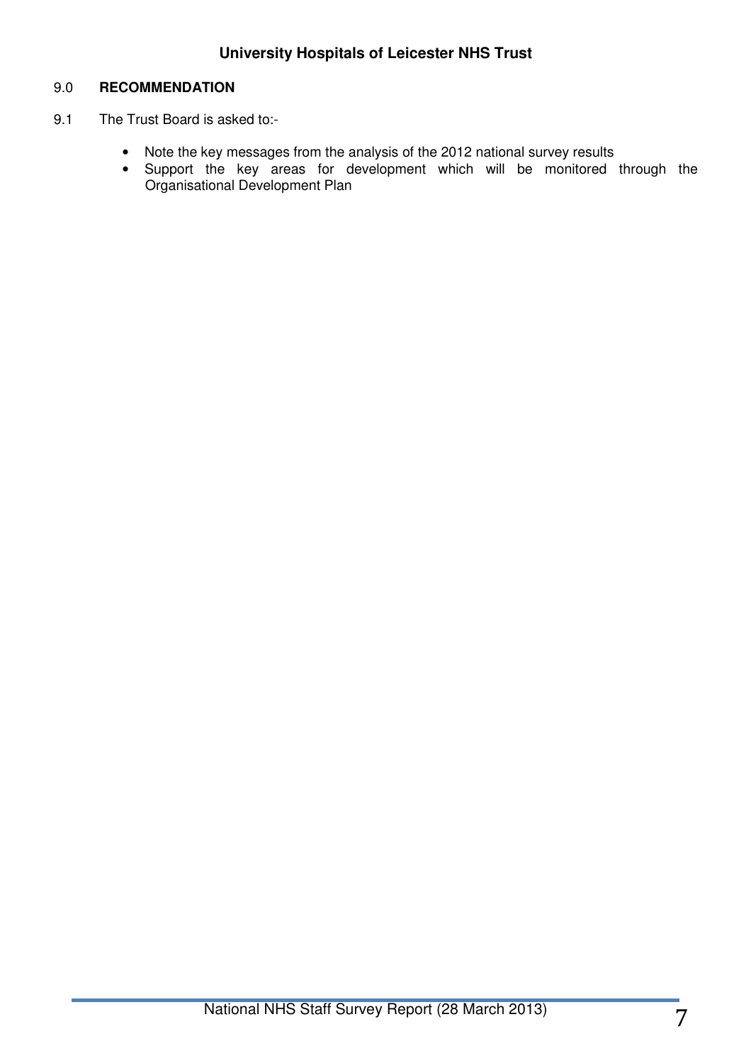## 9.0 RECOMMENDATION

9.1 The Trust Board is asked to:-

- Note the key messages from the analysis of the 2012 national survey results
- Support the key areas for development which will be monitored through the Organisational Development Plan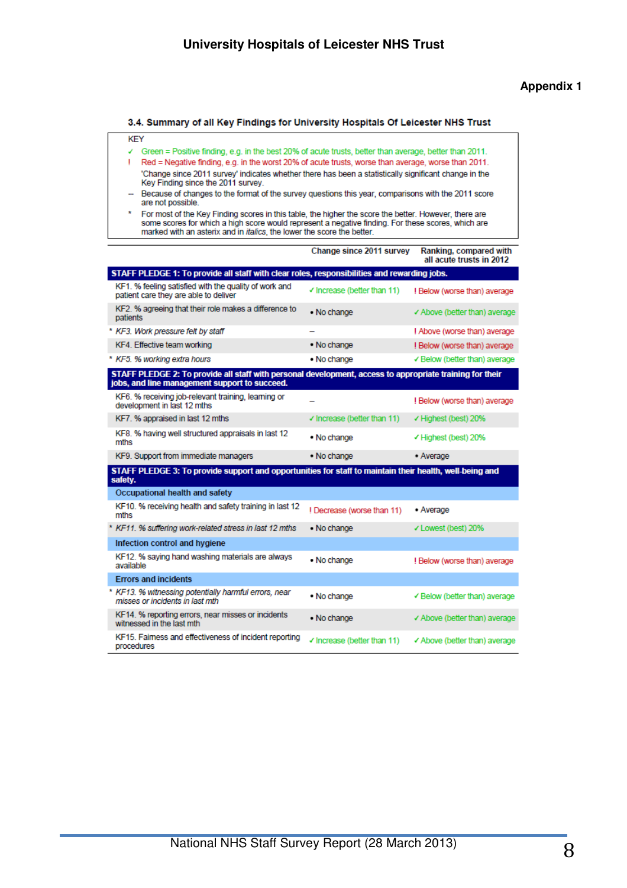# University Hospitals of Leicester NHS Trust

**Appendix 1**

### 3.4. Summary of all Key Findings for University Hospitals Of Leicester NHS Trust

KEY

- ✓ Green = Positive finding, e.g. in the best 20% of acute trusts, better than average, better than 2011.
- ! Red = Negative finding, e.g. in the worst 20% of acute trusts, worse than average, worse than 2011.
- 'Change since 2011 survey' indicates whether there has been a statistically significant change in the Key Finding since the 2011 survey.
- -- Because of changes to the format of the survey questions this year, comparisons with the 2011 score are not possible.
- * For most of the Key Finding scores in this table, the higher the score the better. However, there are some scores for which a high score would represent a negative finding. For these scores, which are marked with an asterix and in *italics*, the lower the score the better.

| | Change since 2011 survey | Ranking, compared with all acute trusts in 2012 |
|---|---|---|
| **STAFF PLEDGE 1: To provide all staff with clear roles, responsibilities and rewarding jobs.** | | |
| KF1. % feeling satisfied with the quality of work and patient care they are able to deliver | ✓ Increase (better than 11) | ! Below (worse than) average |
| KF2. % agreeing that their role makes a difference to patients | • No change | ✓ Above (better than) average |
| * *KF3. Work pressure felt by staff* | – | ! Above (worse than) average |
| KF4. Effective team working | • No change | ! Below (worse than) average |
| * *KF5. % working extra hours* | • No change | ✓ Below (better than) average |
| **STAFF PLEDGE 2: To provide all staff with personal development, access to appropriate training for their jobs, and line management support to succeed.** | | |
| KF6. % receiving job-relevant training, learning or development in last 12 mths | – | ! Below (worse than) average |
| KF7. % appraised in last 12 mths | ✓ Increase (better than 11) | ✓ Highest (best) 20% |
| KF8. % having well structured appraisals in last 12 mths | • No change | ✓ Highest (best) 20% |
| KF9. Support from immediate managers | • No change | • Average |
| **STAFF PLEDGE 3: To provide support and opportunities for staff to maintain their health, well-being and safety.** | | |
| **Occupational health and safety** | | |
| KF10. % receiving health and safety training in last 12 mths | ! Decrease (worse than 11) | • Average |
| * *KF11. % suffering work-related stress in last 12 mths* | • No change | ✓ Lowest (best) 20% |
| **Infection control and hygiene** | | |
| KF12. % saying hand washing materials are always available | • No change | ! Below (worse than) average |
| **Errors and incidents** | | |
| * *KF13. % witnessing potentially harmful errors, near misses or incidents in last mth* | • No change | ✓ Below (better than) average |
| KF14. % reporting errors, near misses or incidents witnessed in the last mth | • No change | ✓ Above (better than) average |
| KF15. Fairness and effectiveness of incident reporting procedures | ✓ Increase (better than 11) | ✓ Above (better than) average |

National NHS Staff Survey Report (28 March 2013)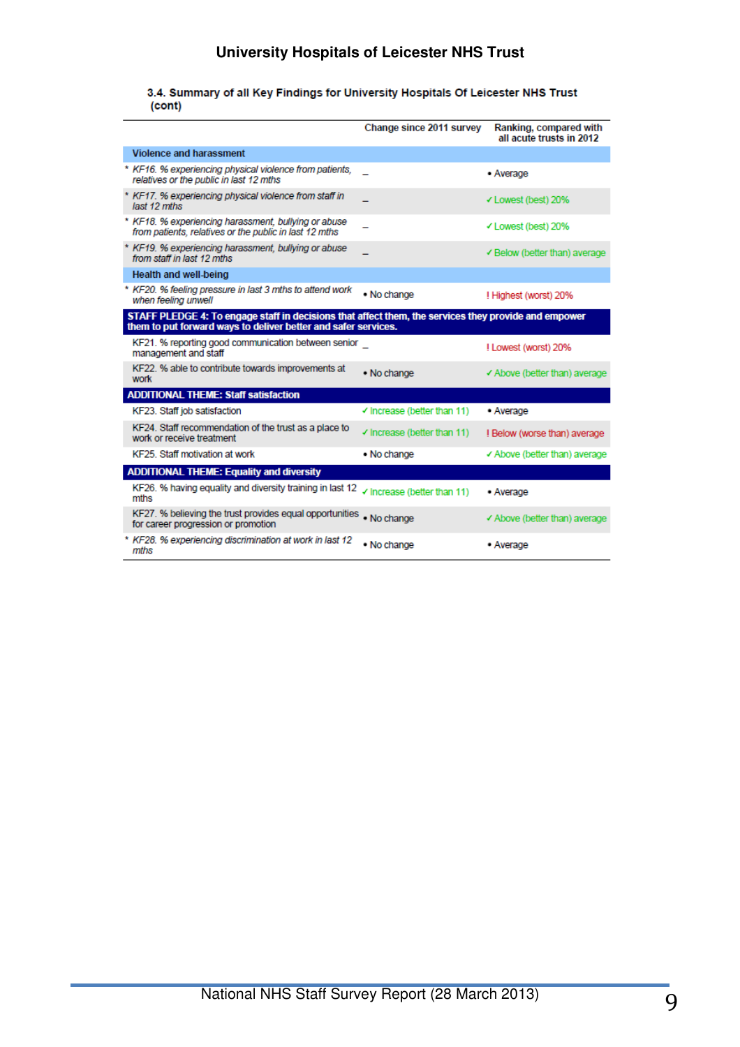### 3.4. Summary of all Key Findings for University Hospitals Of Leicester NHS Trust (cont)

| | Change since 2011 survey | Ranking, compared with all acute trusts in 2012 |
|---|---|---|
| **Violence and harassment** | | |
| * *KF16. % experiencing physical violence from patients, relatives or the public in last 12 mths* | _ | • Average |
| * *KF17. % experiencing physical violence from staff in last 12 mths* | _ | ✓ Lowest (best) 20% |
| * *KF18. % experiencing harassment, bullying or abuse from patients, relatives or the public in last 12 mths* | _ | ✓ Lowest (best) 20% |
| * *KF19. % experiencing harassment, bullying or abuse from staff in last 12 mths* | _ | ✓ Below (better than) average |
| **Health and well-being** | | |
| * *KF20. % feeling pressure in last 3 mths to attend work when feeling unwell* | • No change | ! Highest (worst) 20% |
| **STAFF PLEDGE 4: To engage staff in decisions that affect them, the services they provide and empower them to put forward ways to deliver better and safer services.** | | |
| KF21. % reporting good communication between senior management and staff | _ | ! Lowest (worst) 20% |
| KF22. % able to contribute towards improvements at work | • No change | ✓ Above (better than) average |
| **ADDITIONAL THEME: Staff satisfaction** | | |
| KF23. Staff job satisfaction | ✓ Increase (better than 11) | • Average |
| KF24. Staff recommendation of the trust as a place to work or receive treatment | ✓ Increase (better than 11) | ! Below (worse than) average |
| KF25. Staff motivation at work | • No change | ✓ Above (better than) average |
| **ADDITIONAL THEME: Equality and diversity** | | |
| KF26. % having equality and diversity training in last 12 mths | ✓ Increase (better than 11) | • Average |
| KF27. % believing the trust provides equal opportunities for career progression or promotion | • No change | ✓ Above (better than) average |
| * *KF28. % experiencing discrimination at work in last 12 mths* | • No change | • Average |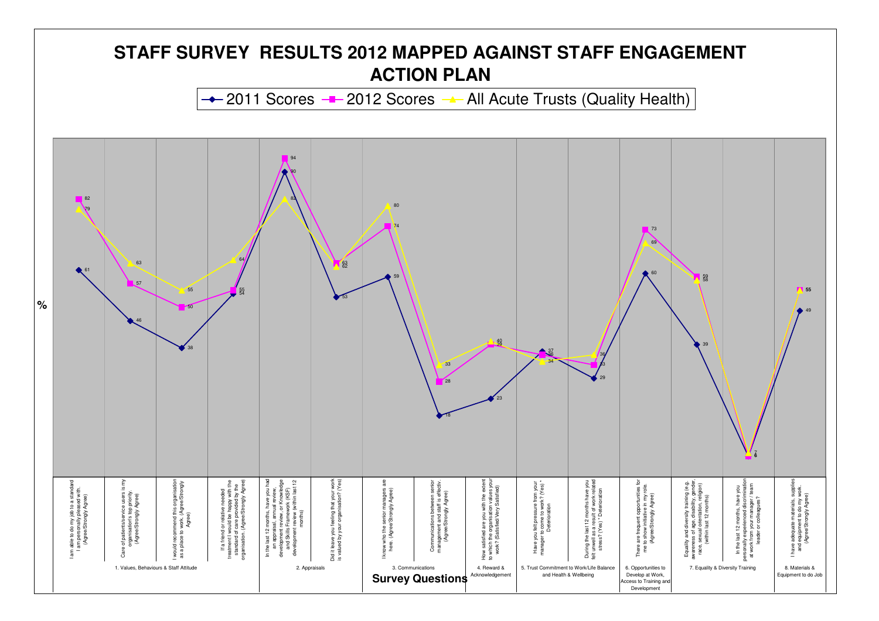# STAFF SURVEY RESULTS 2012 MAPPED AGAINST STAFF ENGAGEMENT ACTION PLAN

2011 Scores  2012 Scores  All Acute Trusts (Quality Health)

%

82
79
61
63
57
46
55
50
38
64
55
54
94
90
82
63
62
53
80
74
59
33
28
18
40
39
23
37
36
34
36
33
29
73
69
60
59
58
39
7
6
55
55
49

I am able to do my job to a standard I am personally pleased with. (Agree/Strongly Agree)

Care of patients/service users is my organisation's top priority. (Agree/Strongly Agree)

I would recommend this organisation as a place to work. (Agree/Strongly Agree)

If a friend or relative needed treatment I would be happy with the standard of care provided by the organisation. (Agree/Strongly Agree)

In the last 12 months, have you had an appraisal, annual review, development review, or Knowledge and Skills Framework (KSF) development review (within last 12 months)

Did it leave you feeling that your work is valued by your organisation? (Yes)

I know who the senior managers are here. (Agree/Strongly Agree)

Communications between senior management and staff is effectiv. (Agree/Strongly Agree)

How satisfied are you with the extent to which the organisation values your work? (Satisfied/Very Satisfied)

Have you felt pressure from your manager to come to work? (Yes) * Deterioration

During the last 12 months have you felt unwell as a result of work related stress? (Yes) * Deterioration

There are frequent opportunities for me to show initiative in my role. (Agree/Strongly Agree)

Equality and diversity training (e.g. awareness of age, disability, gender, race, sexual orientation, religion) (within last 12 months)

In the last 12 months, have you personally experienced discrimination at work from your manager / team leader or colleagues?

I have adequate materials, supplies and equipment to do my work. (Agree/Strongly Agree)

1. Values, Behaviours & Staff Attitude

2. Appraisals

3. Communications

4. Reward & Acknowledgement

5. Trust Commitment to Work/Life Balance and Health & Wellbeing

6. Opportunities to Develop at Work, Access to Training and Development

7. Equality & Diversity Training

8. Materials & Equipment to do Job

**Survey Questions**